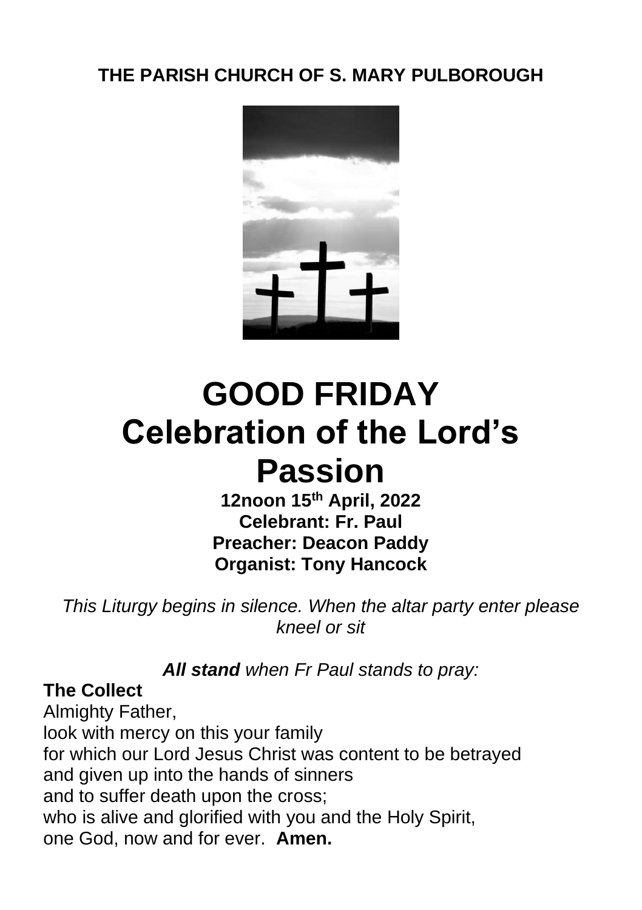**THE PARISH CHURCH OF S. MARY PULBOROUGH**

# GOOD FRIDAY
# Celebration of the Lord's Passion

**12noon 15th April, 2022**
**Celebrant: Fr. Paul**
**Preacher: Deacon Paddy**
**Organist: Tony Hancock**

*This Liturgy begins in silence. When the altar party enter please kneel or sit*

***All stand*** *when Fr Paul stands to pray:*

**The Collect**
Almighty Father,
look with mercy on this your family
for which our Lord Jesus Christ was content to be betrayed
and given up into the hands of sinners
and to suffer death upon the cross;
who is alive and glorified with you and the Holy Spirit,
one God, now and for ever. **Amen.**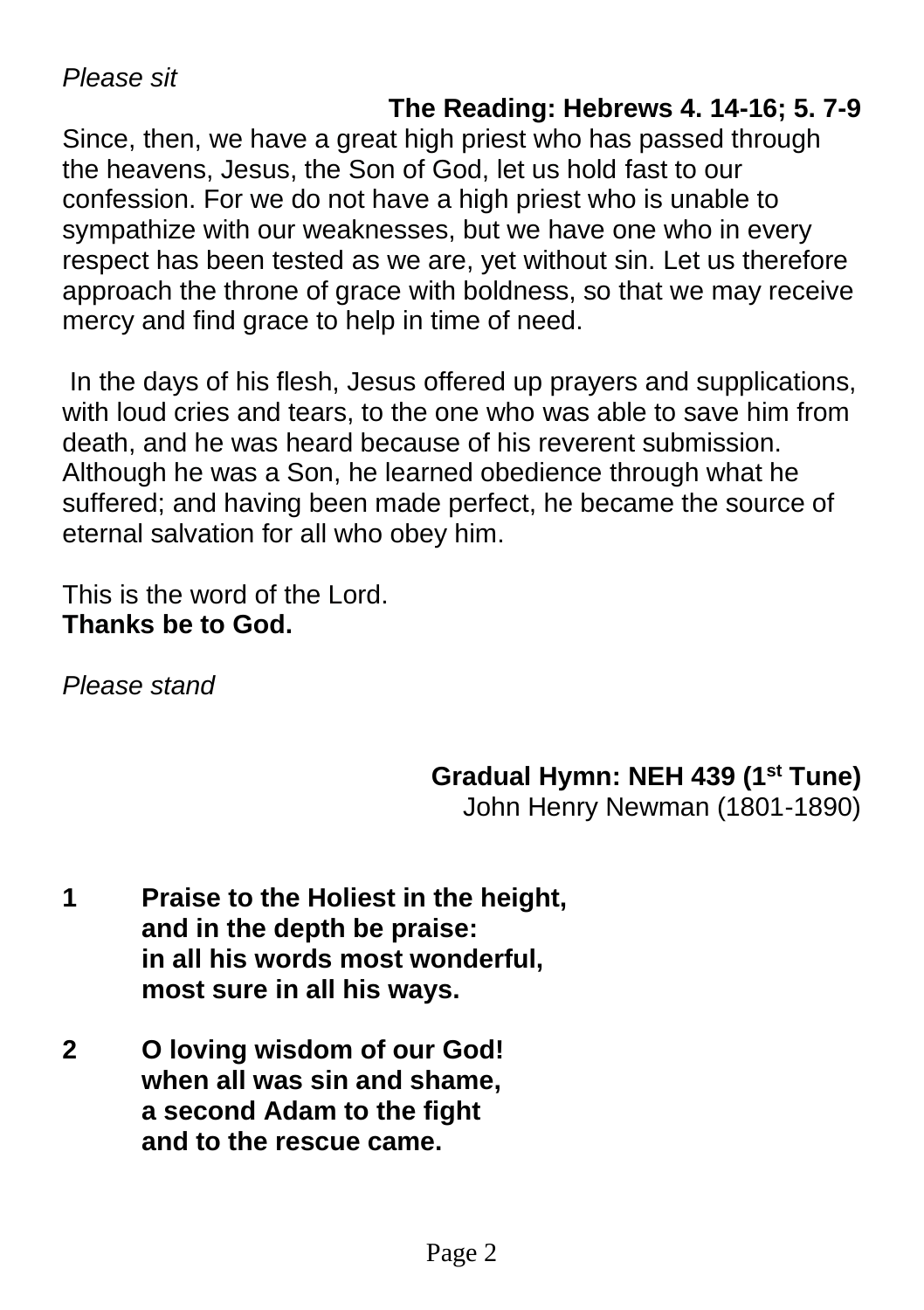*Please sit*

**The Reading: Hebrews 4. 14-16; 5. 7-9**

Since, then, we have a great high priest who has passed through the heavens, Jesus, the Son of God, let us hold fast to our confession. For we do not have a high priest who is unable to sympathize with our weaknesses, but we have one who in every respect has been tested as we are, yet without sin. Let us therefore approach the throne of grace with boldness, so that we may receive mercy and find grace to help in time of need.

In the days of his flesh, Jesus offered up prayers and supplications, with loud cries and tears, to the one who was able to save him from death, and he was heard because of his reverent submission. Although he was a Son, he learned obedience through what he suffered; and having been made perfect, he became the source of eternal salvation for all who obey him.

This is the word of the Lord.
**Thanks be to God.**

*Please stand*

**Gradual Hymn: NEH 439 (1st Tune)**
John Henry Newman (1801-1890)

**1 Praise to the Holiest in the height,**
**and in the depth be praise:**
**in all his words most wonderful,**
**most sure in all his ways.**

**2 O loving wisdom of our God!**
**when all was sin and shame,**
**a second Adam to the fight**
**and to the rescue came.**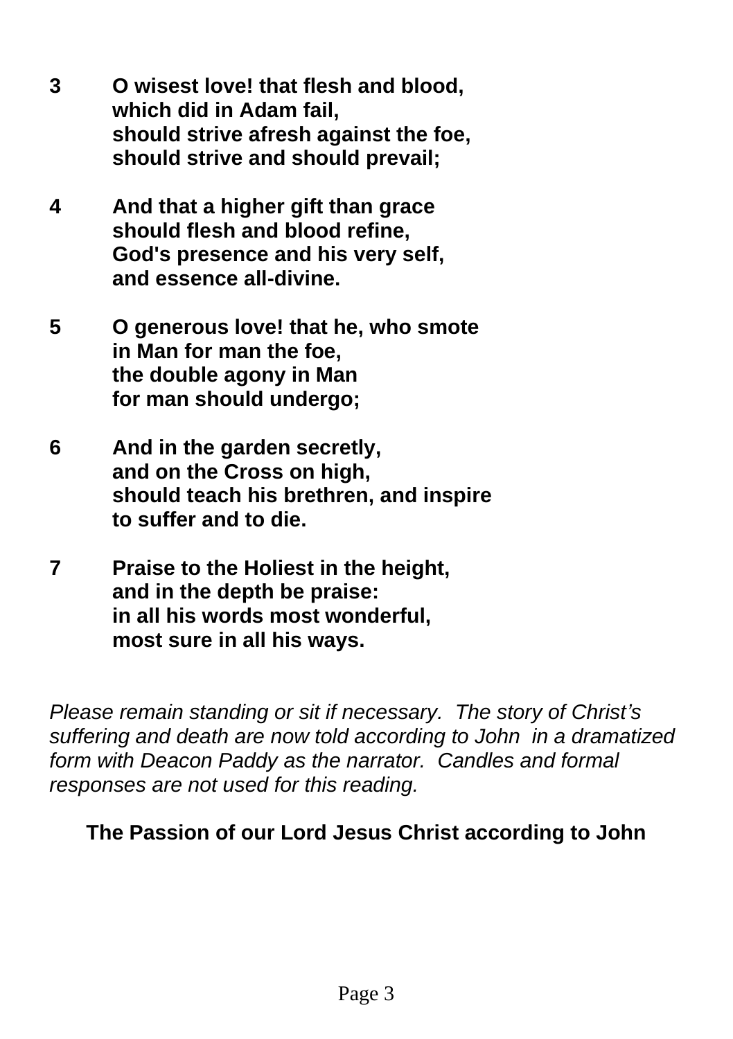**3 O wisest love! that flesh and blood,**
**which did in Adam fail,**
**should strive afresh against the foe,**
**should strive and should prevail;**

**4 And that a higher gift than grace**
**should flesh and blood refine,**
**God's presence and his very self,**
**and essence all-divine.**

**5 O generous love! that he, who smote**
**in Man for man the foe,**
**the double agony in Man**
**for man should undergo;**

**6 And in the garden secretly,**
**and on the Cross on high,**
**should teach his brethren, and inspire**
**to suffer and to die.**

**7 Praise to the Holiest in the height,**
**and in the depth be praise:**
**in all his words most wonderful,**
**most sure in all his ways.**

*Please remain standing or sit if necessary. The story of Christ's suffering and death are now told according to John in a dramatized form with Deacon Paddy as the narrator. Candles and formal responses are not used for this reading.*

**The Passion of our Lord Jesus Christ according to John**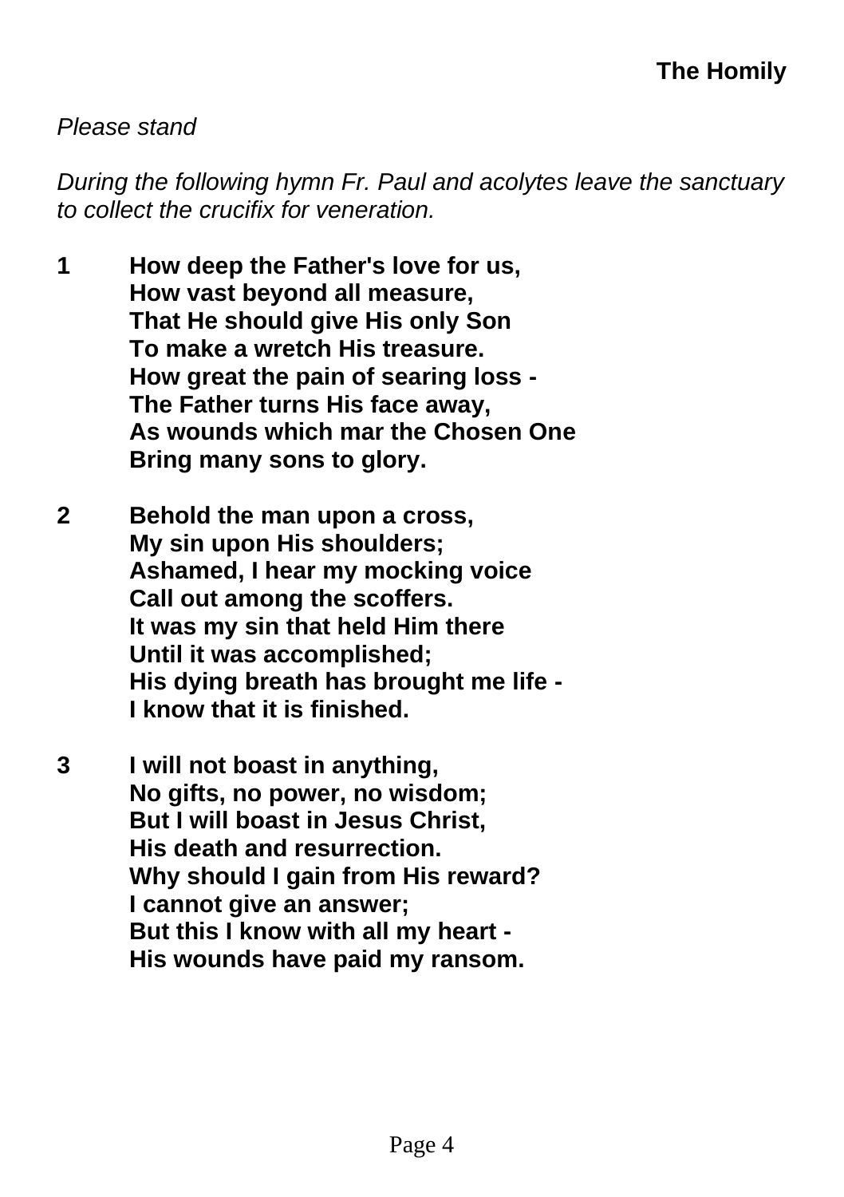**The Homily**

*Please stand*

*During the following hymn Fr. Paul and acolytes leave the sanctuary to collect the crucifix for veneration.*

**1** **How deep the Father's love for us,**
**How vast beyond all measure,**
**That He should give His only Son**
**To make a wretch His treasure.**
**How great the pain of searing loss -**
**The Father turns His face away,**
**As wounds which mar the Chosen One**
**Bring many sons to glory.**

**2** **Behold the man upon a cross,**
**My sin upon His shoulders;**
**Ashamed, I hear my mocking voice**
**Call out among the scoffers.**
**It was my sin that held Him there**
**Until it was accomplished;**
**His dying breath has brought me life -**
**I know that it is finished.**

**3** **I will not boast in anything,**
**No gifts, no power, no wisdom;**
**But I will boast in Jesus Christ,**
**His death and resurrection.**
**Why should I gain from His reward?**
**I cannot give an answer;**
**But this I know with all my heart -**
**His wounds have paid my ransom.**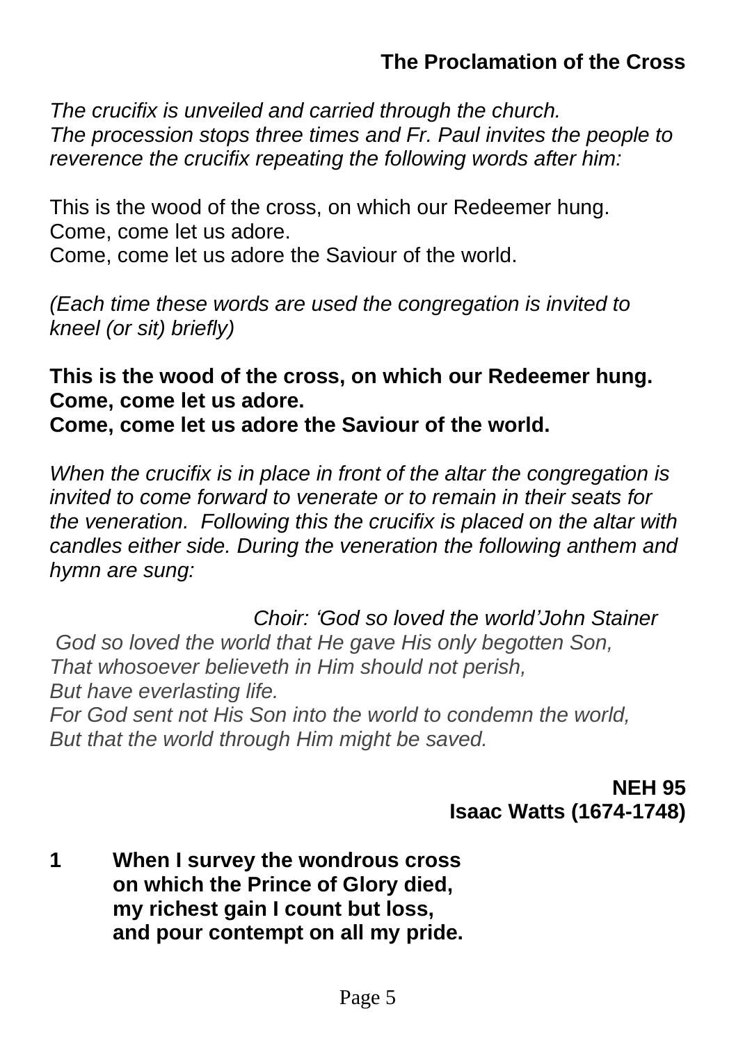## The Proclamation of the Cross

*The crucifix is unveiled and carried through the church.*
*The procession stops three times and Fr. Paul invites the people to reverence the crucifix repeating the following words after him:*

This is the wood of the cross, on which our Redeemer hung.
Come, come let us adore.
Come, come let us adore the Saviour of the world.

*(Each time these words are used the congregation is invited to kneel (or sit) briefly)*

**This is the wood of the cross, on which our Redeemer hung.**
**Come, come let us adore.**
**Come, come let us adore the Saviour of the world.**

*When the crucifix is in place in front of the altar the congregation is invited to come forward to venerate or to remain in their seats for the veneration. Following this the crucifix is placed on the altar with candles either side. During the veneration the following anthem and hymn are sung:*

*Choir: 'God so loved the world' John Stainer*

*God so loved the world that He gave His only begotten Son,*
*That whosoever believeth in Him should not perish,*
*But have everlasting life.*
*For God sent not His Son into the world to condemn the world,*
*But that the world through Him might be saved.*

**NEH 95**
**Isaac Watts (1674-1748)**

**1 When I survey the wondrous cross**
**on which the Prince of Glory died,**
**my richest gain I count but loss,**
**and pour contempt on all my pride.**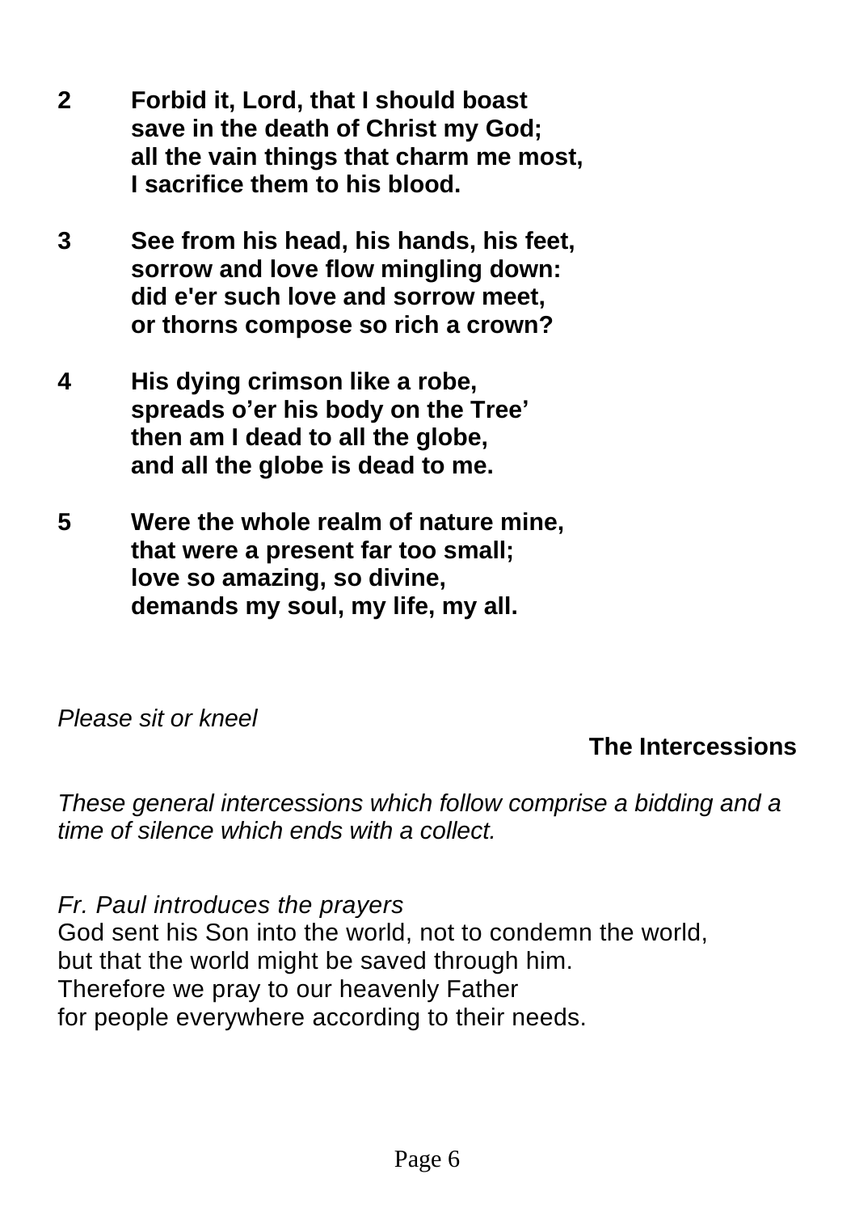**2 Forbid it, Lord, that I should boast**
**save in the death of Christ my God;**
**all the vain things that charm me most,**
**I sacrifice them to his blood.**

**3 See from his head, his hands, his feet,**
**sorrow and love flow mingling down:**
**did e'er such love and sorrow meet,**
**or thorns compose so rich a crown?**

**4 His dying crimson like a robe,**
**spreads o'er his body on the Tree'**
**then am I dead to all the globe,**
**and all the globe is dead to me.**

**5 Were the whole realm of nature mine,**
**that were a present far too small;**
**love so amazing, so divine,**
**demands my soul, my life, my all.**

*Please sit or kneel*

## The Intercessions

*These general intercessions which follow comprise a bidding and a time of silence which ends with a collect.*

*Fr. Paul introduces the prayers*
God sent his Son into the world, not to condemn the world,
but that the world might be saved through him.
Therefore we pray to our heavenly Father
for people everywhere according to their needs.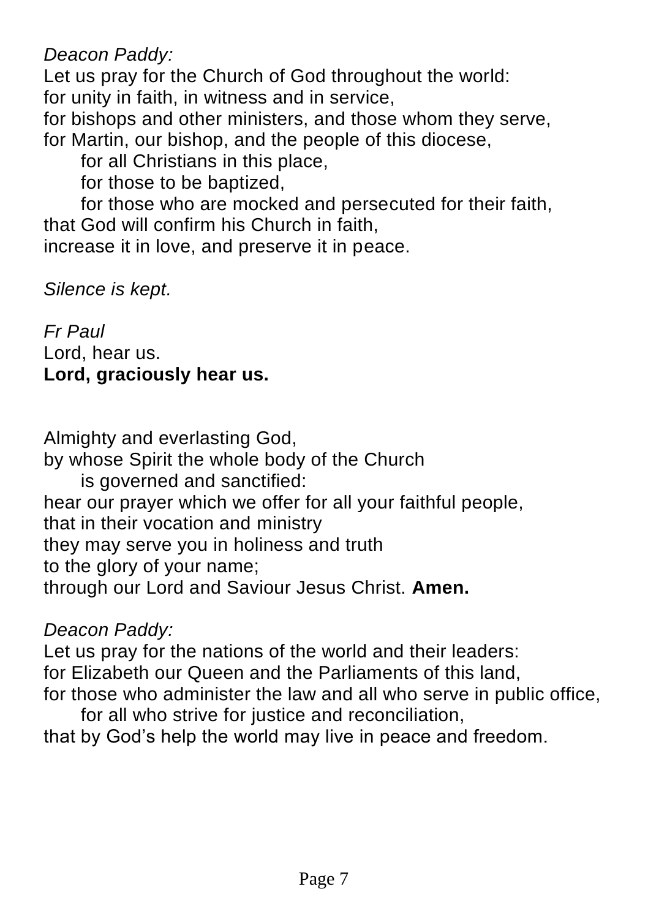*Deacon Paddy:*
Let us pray for the Church of God throughout the world:
for unity in faith, in witness and in service,
for bishops and other ministers, and those whom they serve,
for Martin, our bishop, and the people of this diocese,
  for all Christians in this place,
  for those to be baptized,
  for those who are mocked and persecuted for their faith,
that God will confirm his Church in faith,
increase it in love, and preserve it in peace.

*Silence is kept.*

*Fr Paul*
Lord, hear us.
**Lord, graciously hear us.**

Almighty and everlasting God,
by whose Spirit the whole body of the Church
  is governed and sanctified:
hear our prayer which we offer for all your faithful people,
that in their vocation and ministry
they may serve you in holiness and truth
to the glory of your name;
through our Lord and Saviour Jesus Christ. **Amen.**

*Deacon Paddy:*
Let us pray for the nations of the world and their leaders:
for Elizabeth our Queen and the Parliaments of this land,
for those who administer the law and all who serve in public office,
  for all who strive for justice and reconciliation,
that by God's help the world may live in peace and freedom.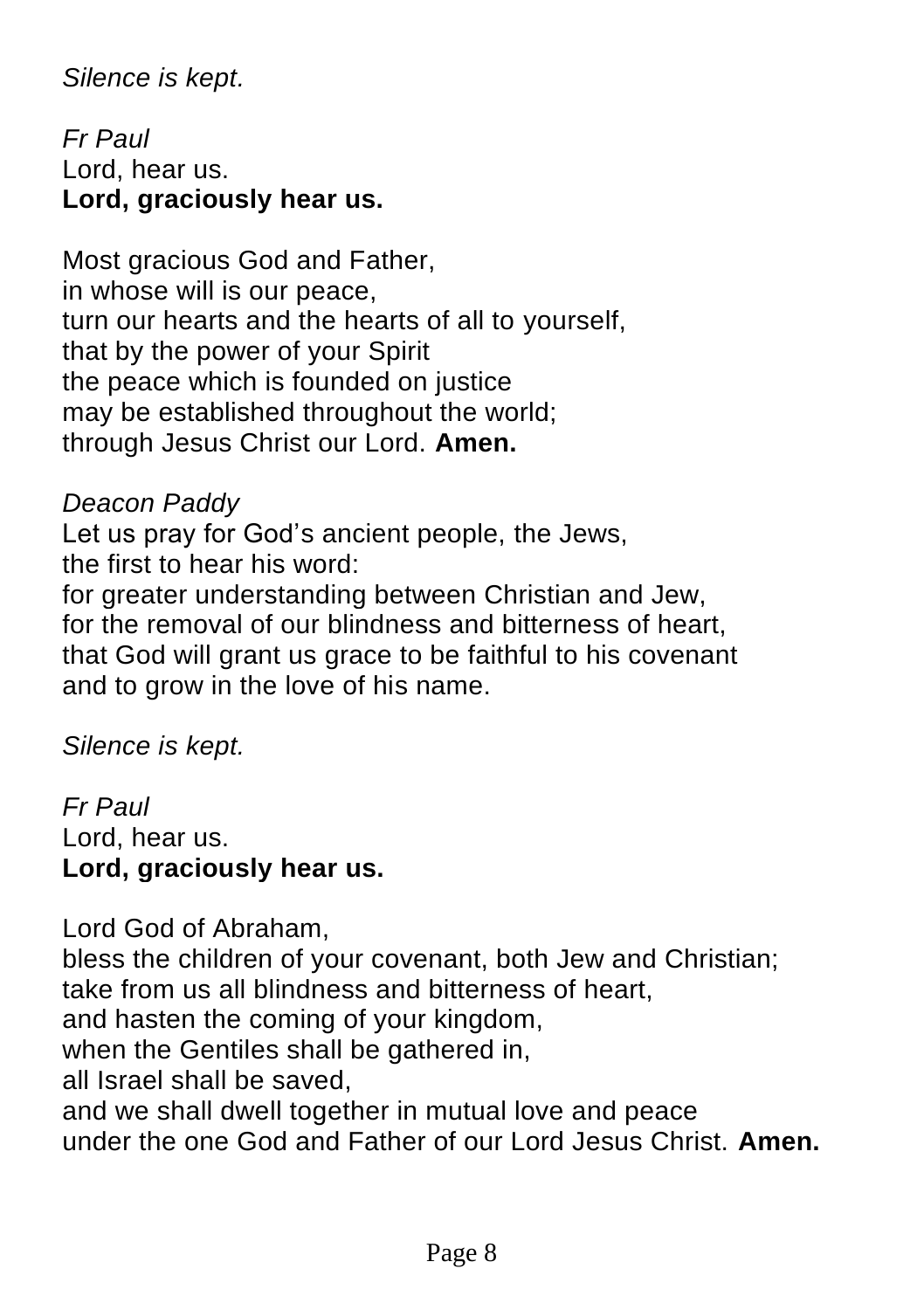*Silence is kept.*

*Fr Paul*
Lord, hear us.
**Lord, graciously hear us.**

Most gracious God and Father,
in whose will is our peace,
turn our hearts and the hearts of all to yourself,
that by the power of your Spirit
the peace which is founded on justice
may be established throughout the world;
through Jesus Christ our Lord. **Amen.**

*Deacon Paddy*
Let us pray for God's ancient people, the Jews,
the first to hear his word:
for greater understanding between Christian and Jew,
for the removal of our blindness and bitterness of heart,
that God will grant us grace to be faithful to his covenant
and to grow in the love of his name.

*Silence is kept.*

*Fr Paul*
Lord, hear us.
**Lord, graciously hear us.**

Lord God of Abraham,
bless the children of your covenant, both Jew and Christian;
take from us all blindness and bitterness of heart,
and hasten the coming of your kingdom,
when the Gentiles shall be gathered in,
all Israel shall be saved,
and we shall dwell together in mutual love and peace
under the one God and Father of our Lord Jesus Christ. **Amen.**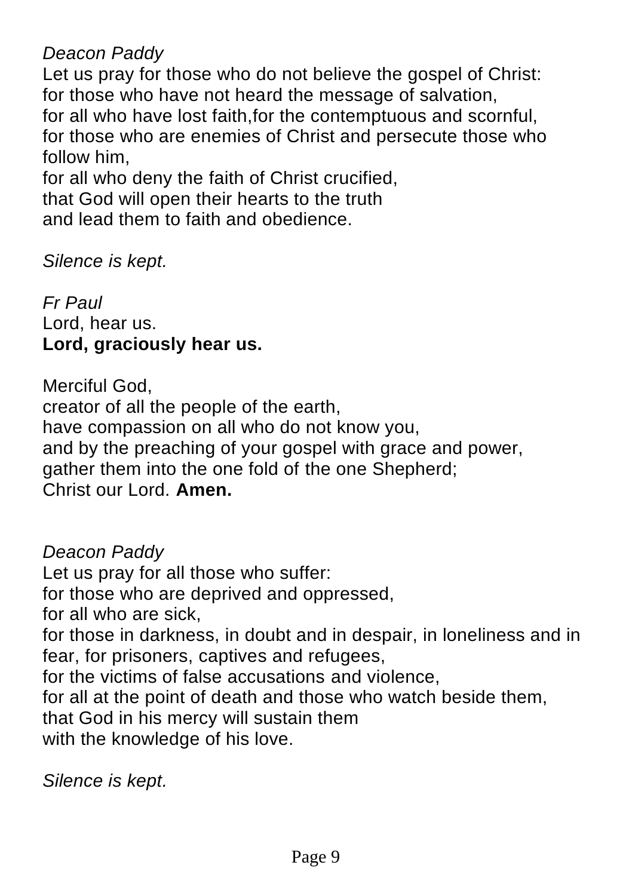*Deacon Paddy*
Let us pray for those who do not believe the gospel of Christ:
for those who have not heard the message of salvation,
for all who have lost faith,for the contemptuous and scornful,
for those who are enemies of Christ and persecute those who follow him,
for all who deny the faith of Christ crucified,
that God will open their hearts to the truth
and lead them to faith and obedience.

*Silence is kept.*

*Fr Paul*
Lord, hear us.
**Lord, graciously hear us.**

Merciful God,
creator of all the people of the earth,
have compassion on all who do not know you,
and by the preaching of your gospel with grace and power,
gather them into the one fold of the one Shepherd;
Christ our Lord. **Amen.**

*Deacon Paddy*
Let us pray for all those who suffer:
for those who are deprived and oppressed,
for all who are sick,
for those in darkness, in doubt and in despair, in loneliness and in fear, for prisoners, captives and refugees,
for the victims of false accusations and violence,
for all at the point of death and those who watch beside them,
that God in his mercy will sustain them
with the knowledge of his love.

*Silence is kept.*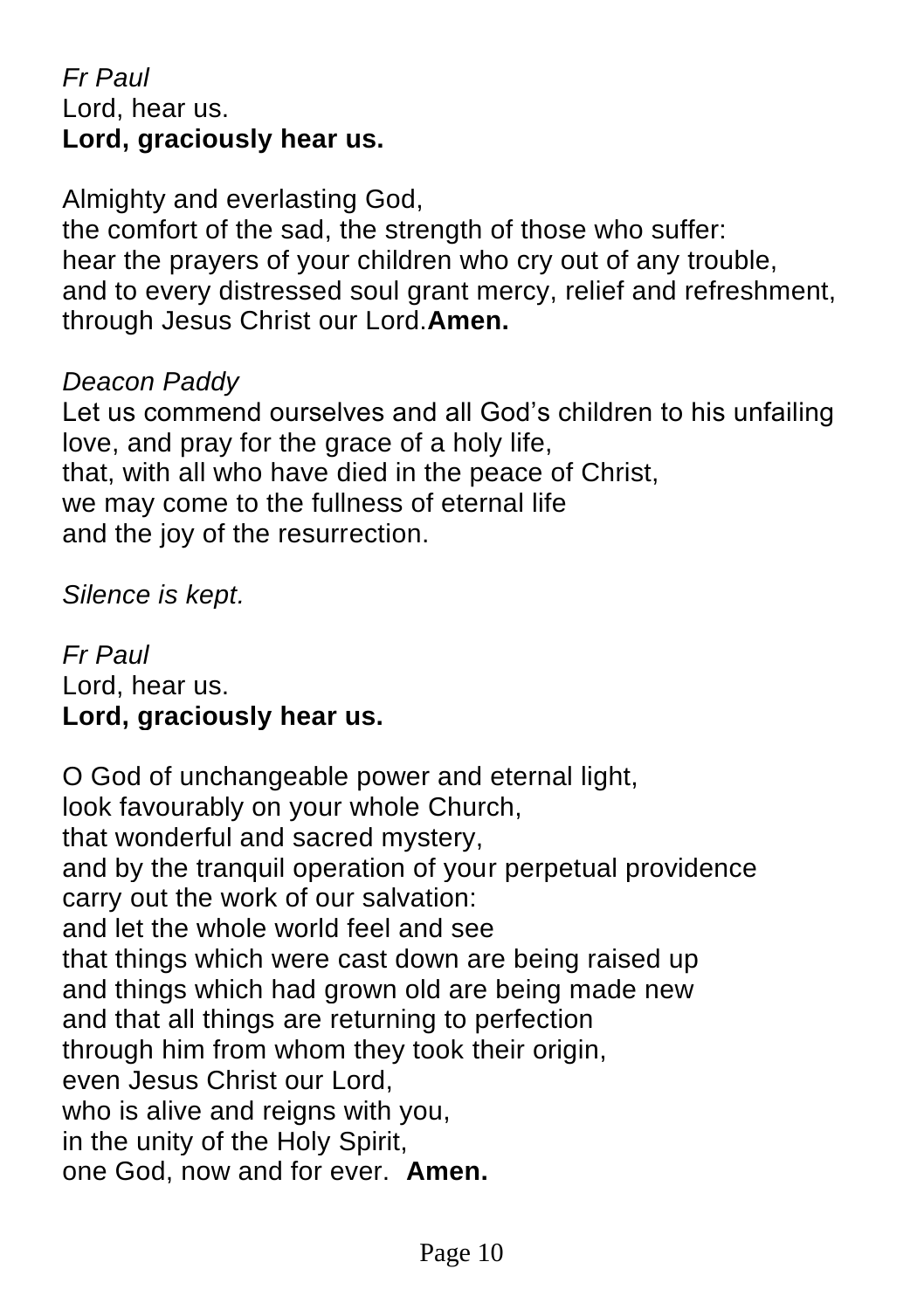*Fr Paul*
Lord, hear us.
**Lord, graciously hear us.**

Almighty and everlasting God,
the comfort of the sad, the strength of those who suffer:
hear the prayers of your children who cry out of any trouble,
and to every distressed soul grant mercy, relief and refreshment,
through Jesus Christ our Lord.**Amen.**

*Deacon Paddy*
Let us commend ourselves and all God's children to his unfailing love, and pray for the grace of a holy life,
that, with all who have died in the peace of Christ,
we may come to the fullness of eternal life
and the joy of the resurrection.

*Silence is kept.*

*Fr Paul*
Lord, hear us.
**Lord, graciously hear us.**

O God of unchangeable power and eternal light,
look favourably on your whole Church,
that wonderful and sacred mystery,
and by the tranquil operation of your perpetual providence
carry out the work of our salvation:
and let the whole world feel and see
that things which were cast down are being raised up
and things which had grown old are being made new
and that all things are returning to perfection
through him from whom they took their origin,
even Jesus Christ our Lord,
who is alive and reigns with you,
in the unity of the Holy Spirit,
one God, now and for ever. **Amen.**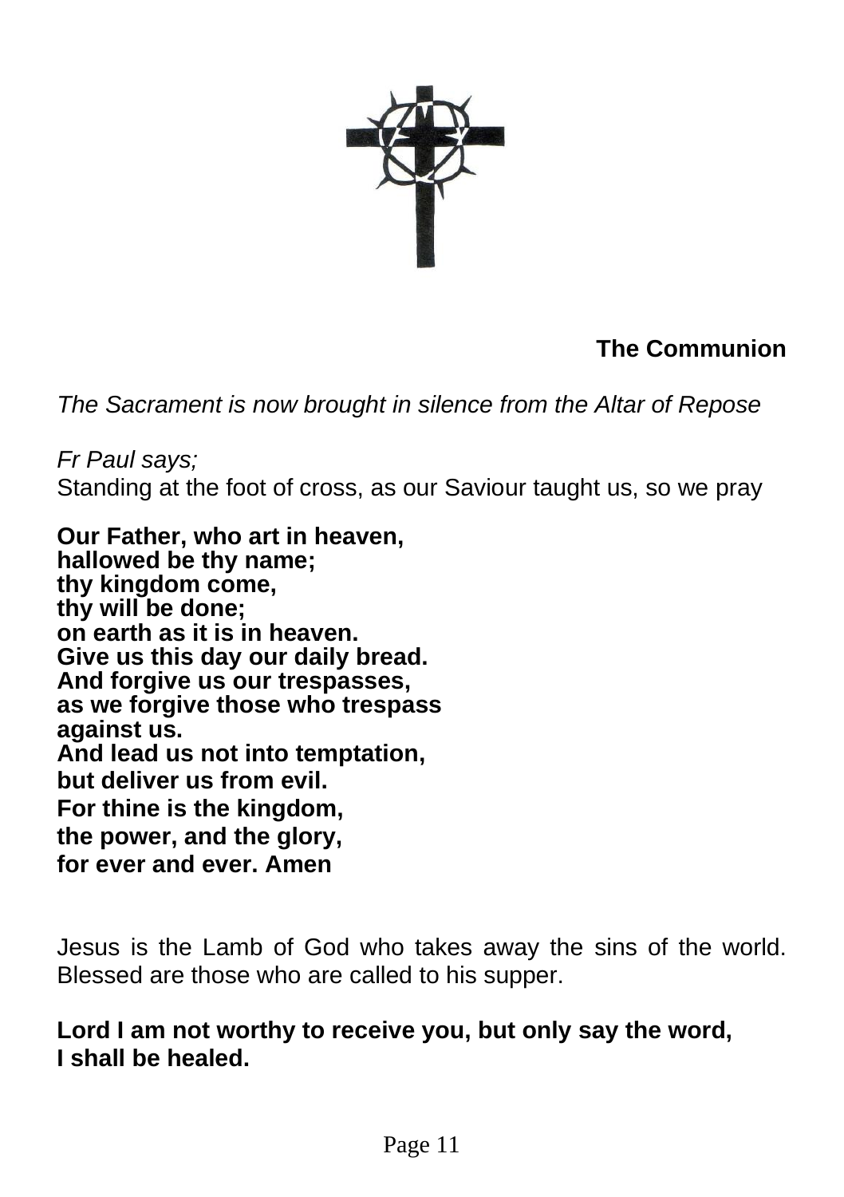## The Communion

*The Sacrament is now brought in silence from the Altar of Repose*

*Fr Paul says;*
Standing at the foot of cross, as our Saviour taught us, so we pray

**Our Father, who art in heaven,
hallowed be thy name;
thy kingdom come,
thy will be done;
on earth as it is in heaven.
Give us this day our daily bread.
And forgive us our trespasses,
as we forgive those who trespass
against us.
And lead us not into temptation,
but deliver us from evil.
For thine is the kingdom,
the power, and the glory,
for ever and ever. Amen**

Jesus is the Lamb of God who takes away the sins of the world. Blessed are those who are called to his supper.

**Lord I am not worthy to receive you, but only say the word,
I shall be healed.**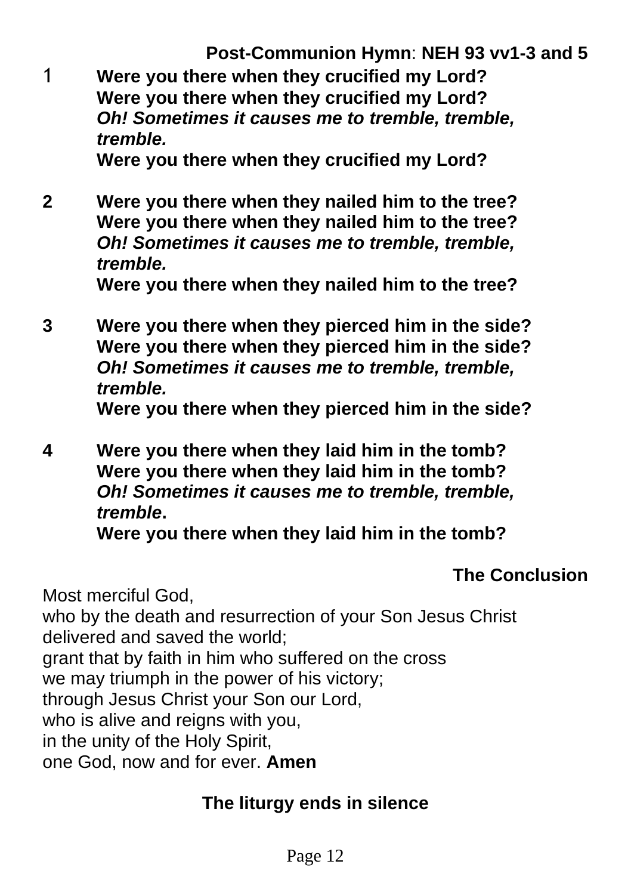**Post-Communion Hymn**: **NEH 93 vv1-3 and 5**

1 **Were you there when they crucified my Lord?**
**Were you there when they crucified my Lord?**
***Oh! Sometimes it causes me to tremble, tremble, tremble.***
**Were you there when they crucified my Lord?**

**2** **Were you there when they nailed him to the tree?**
**Were you there when they nailed him to the tree?**
***Oh! Sometimes it causes me to tremble, tremble, tremble.***
**Were you there when they nailed him to the tree?**

**3** **Were you there when they pierced him in the side?**
**Were you there when they pierced him in the side?**
***Oh! Sometimes it causes me to tremble, tremble, tremble.***
**Were you there when they pierced him in the side?**

**4** **Were you there when they laid him in the tomb?**
**Were you there when they laid him in the tomb?**
***Oh! Sometimes it causes me to tremble, tremble, tremble*.**
**Were you there when they laid him in the tomb?**

**The Conclusion**

Most merciful God,
who by the death and resurrection of your Son Jesus Christ
delivered and saved the world;
grant that by faith in him who suffered on the cross
we may triumph in the power of his victory;
through Jesus Christ your Son our Lord,
who is alive and reigns with you,
in the unity of the Holy Spirit,
one God, now and for ever. **Amen**

**The liturgy ends in silence**